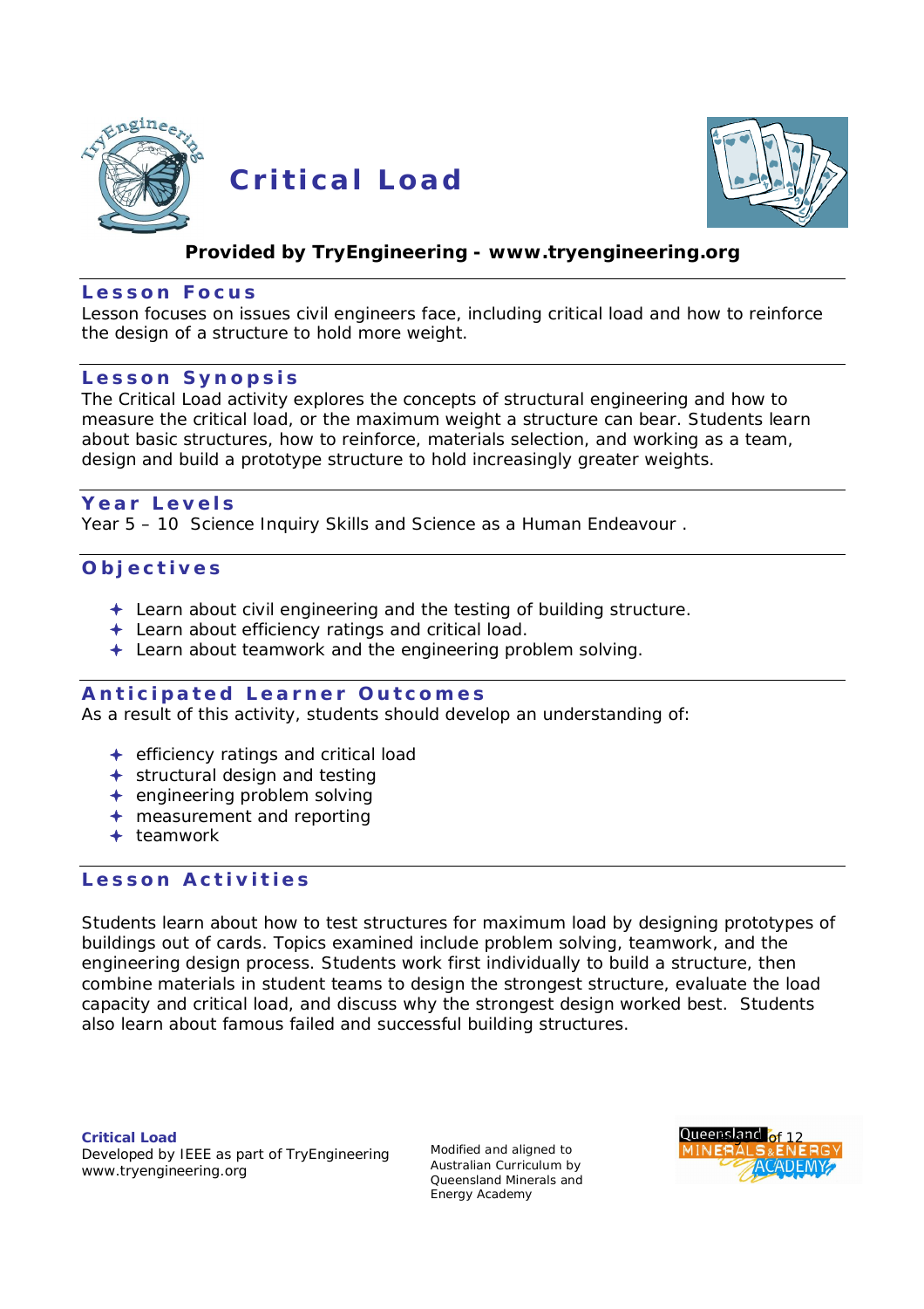# Critical Load

**Provided by TryEngineering - www.tryengineering.org**

## Lesson Focus

Lesson focuses on issues civil engineers face, including critical load and how to reinforce the design of a structure to hold more weight.

## Lesson Synopsis

The Critical Load activity explores the concepts of structural engineering and how to measure the critical load, or the maximum weight a structure can bear. Students learn about basic structures, how to reinforce, materials selection, and working as a team, design and build a prototype structure to hold increasingly greater weights.

## Year Levels

Year 5 – 10 Science Inquiry Skills and Science as a Human Endeavour .

## Objectives

- Learn about civil engineering and the testing of building structure.
- Learn about efficiency ratings and critical load.
- Learn about teamwork and the engineering problem solving.

## Anticipated Learner Outcomes

As a result of this activity, students should develop an understanding of:

- efficiency ratings and critical load
- structural design and testing
- engineering problem solving
- measurement and reporting
- teamwork

## Lesson Activities

Students learn about how to test structures for maximum load by designing prototypes of buildings out of cards. Topics examined include problem solving, teamwork, and the engineering design process. Students work first individually to build a structure, then combine materials in student teams to design the strongest structure, evaluate the load capacity and critical load, and discuss why the strongest design worked best. Students also learn about famous failed and successful building structures.

**Critical Load**
Developed by IEEE as part of TryEngineering
www.tryengineering.org

Modified and aligned to Australian Curriculum by Queensland Minerals and Energy Academy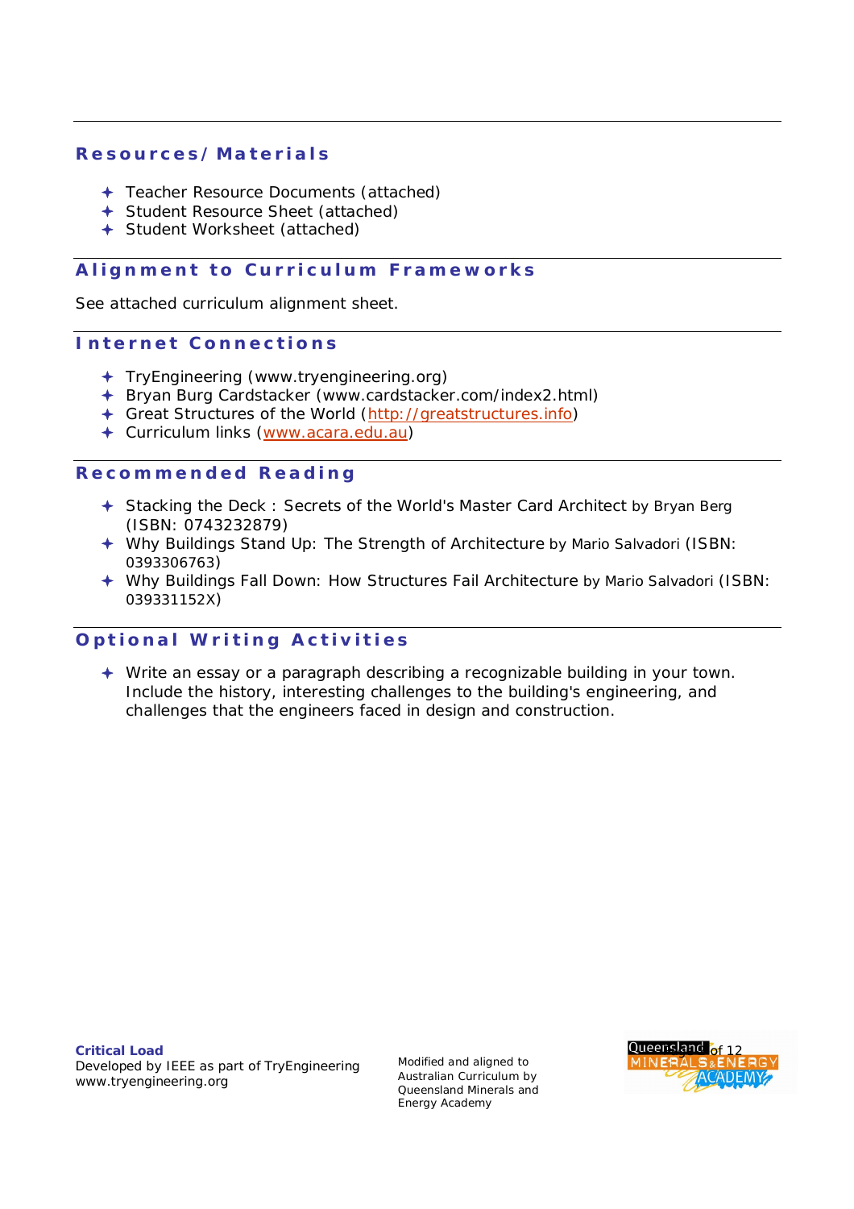## Resources/ Materials

- Teacher Resource Documents (attached)
- Student Resource Sheet (attached)
- Student Worksheet (attached)

## Alignment to Curriculum Frameworks

See attached curriculum alignment sheet.

## Internet Connections

- TryEngineering (www.tryengineering.org)
- Bryan Burg Cardstacker (www.cardstacker.com/index2.html)
- Great Structures of the World (http://greatstructures.info)
- Curriculum links (www.acara.edu.au)

## Recommended Reading

- Stacking the Deck : Secrets of the World's Master Card Architect by Bryan Berg (ISBN: 0743232879)
- Why Buildings Stand Up: The Strength of Architecture by Mario Salvadori (ISBN: 0393306763)
- Why Buildings Fall Down: How Structures Fail Architecture by Mario Salvadori (ISBN: 039331152X)

## Optional Writing Activities

- Write an essay or a paragraph describing a recognizable building in your town. Include the history, interesting challenges to the building's engineering, and challenges that the engineers faced in design and construction.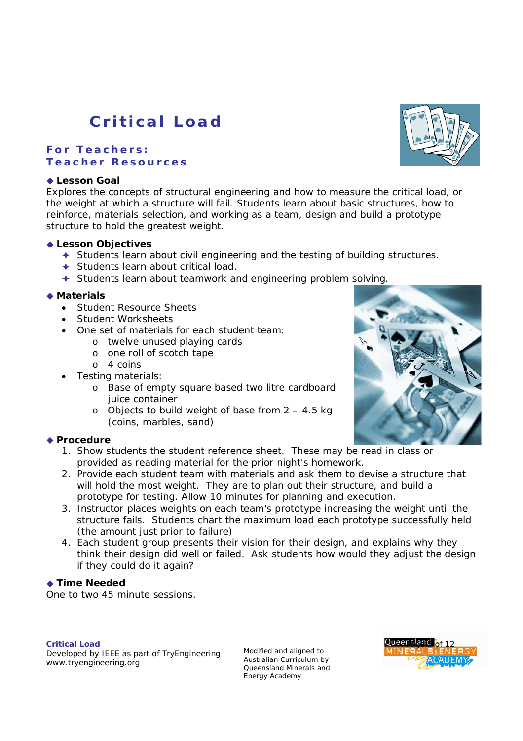# Critical Load

## For Teachers: Teacher Resources

### ◆ Lesson Goal

Explores the concepts of structural engineering and how to measure the critical load, or the weight at which a structure will fail. Students learn about basic structures, how to reinforce, materials selection, and working as a team, design and build a prototype structure to hold the greatest weight.

### ◆ Lesson Objectives

- Students learn about civil engineering and the testing of building structures.
- Students learn about critical load.
- Students learn about teamwork and engineering problem solving.

### ◆ Materials

- Student Resource Sheets
- Student Worksheets
- One set of materials for each student team:
  - twelve unused playing cards
  - one roll of scotch tape
  - 4 coins
- Testing materials:
  - Base of empty square based two litre cardboard juice container
  - Objects to build weight of base from 2 – 4.5 kg (coins, marbles, sand)

### ◆ Procedure

1. Show students the student reference sheet. These may be read in class or provided as reading material for the prior night's homework.
2. Provide each student team with materials and ask them to devise a structure that will hold the most weight. They are to plan out their structure, and build a prototype for testing. Allow 10 minutes for planning and execution.
3. Instructor places weights on each team's prototype increasing the weight until the structure fails. Students chart the maximum load each prototype successfully held (the amount just prior to failure)
4. Each student group presents their vision for their design, and explains why they think their design did well or failed. Ask students how would they adjust the design if they could do it again?

### ◆ Time Needed

One to two 45 minute sessions.

**Critical Load**
Developed by IEEE as part of TryEngineering
www.tryengineering.org

Modified and aligned to Australian Curriculum by Queensland Minerals and Energy Academy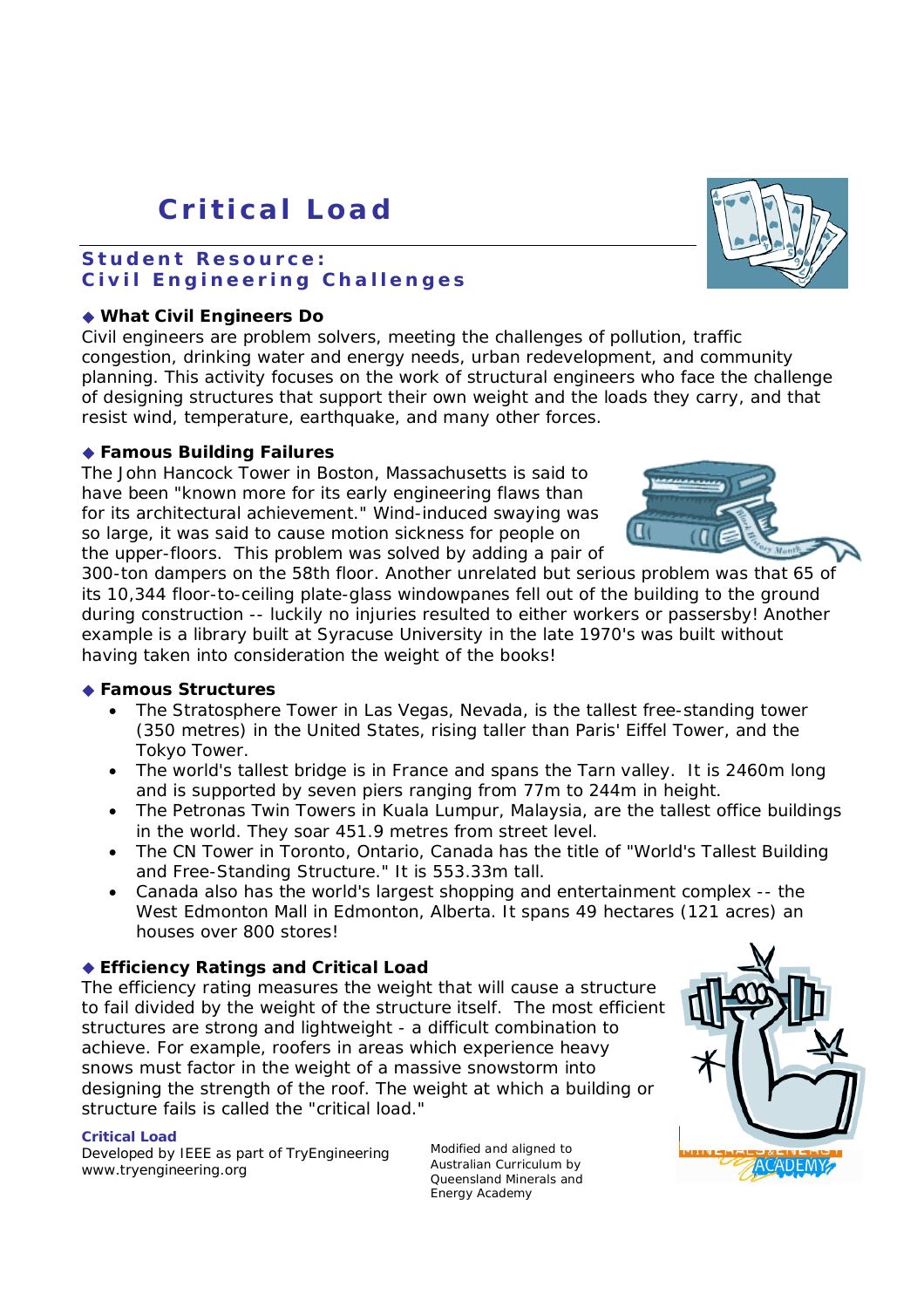# Critical Load

## Student Resource: Civil Engineering Challenges

### ◆ What Civil Engineers Do

Civil engineers are problem solvers, meeting the challenges of pollution, traffic congestion, drinking water and energy needs, urban redevelopment, and community planning. This activity focuses on the work of structural engineers who face the challenge of designing structures that support their own weight and the loads they carry, and that resist wind, temperature, earthquake, and many other forces.

### ◆ Famous Building Failures

The John Hancock Tower in Boston, Massachusetts is said to have been "known more for its early engineering flaws than for its architectural achievement." Wind-induced swaying was so large, it was said to cause motion sickness for people on the upper-floors. This problem was solved by adding a pair of 300-ton dampers on the 58th floor. Another unrelated but serious problem was that 65 of its 10,344 floor-to-ceiling plate-glass windowpanes fell out of the building to the ground during construction -- luckily no injuries resulted to either workers or passersby! Another example is a library built at Syracuse University in the late 1970's was built without having taken into consideration the weight of the books!

### ◆ Famous Structures

- The Stratosphere Tower in Las Vegas, Nevada, is the tallest free-standing tower (350 metres) in the United States, rising taller than Paris' Eiffel Tower, and the Tokyo Tower.
- The world's tallest bridge is in France and spans the Tarn valley. It is 2460m long and is supported by seven piers ranging from 77m to 244m in height.
- The Petronas Twin Towers in Kuala Lumpur, Malaysia, are the tallest office buildings in the world. They soar 451.9 metres from street level.
- The CN Tower in Toronto, Ontario, Canada has the title of "World's Tallest Building and Free-Standing Structure." It is 553.33m tall.
- Canada also has the world's largest shopping and entertainment complex -- the West Edmonton Mall in Edmonton, Alberta. It spans 49 hectares (121 acres) an houses over 800 stores!

### ◆ Efficiency Ratings and Critical Load

The efficiency rating measures the weight that will cause a structure to fail divided by the weight of the structure itself. The most efficient structures are strong and lightweight - a difficult combination to achieve. For example, roofers in areas which experience heavy snows must factor in the weight of a massive snowstorm into designing the strength of the roof. The weight at which a building or structure fails is called the "critical load."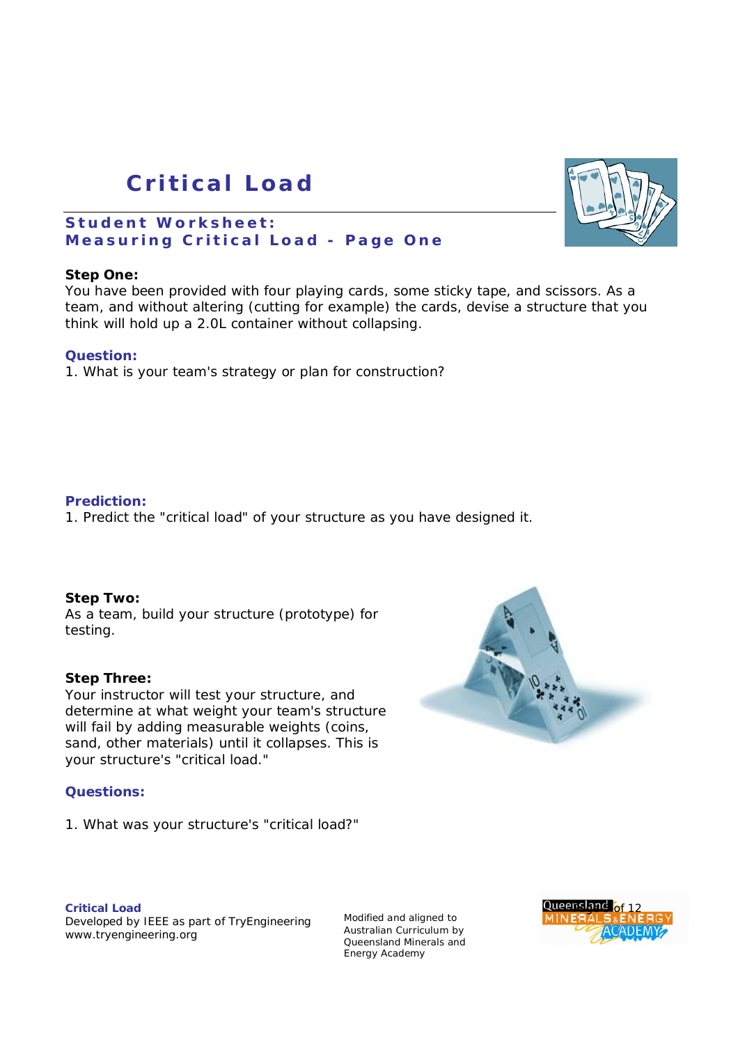# Critical Load

## Student Worksheet: Measuring Critical Load - Page One

**Step One:**
You have been provided with four playing cards, some sticky tape, and scissors. As a team, and without altering (cutting for example) the cards, devise a structure that you think will hold up a 2.0L container without collapsing.

**Question:**
1. What is your team's strategy or plan for construction?

**Prediction:**
1. Predict the "critical load" of your structure as you have designed it.

**Step Two:**
As a team, build your structure (prototype) for testing.

**Step Three:**
Your instructor will test your structure, and determine at what weight your team's structure will fail by adding measurable weights (coins, sand, other materials) until it collapses. This is your structure's "critical load."

**Questions:**

1. What was your structure's "critical load?"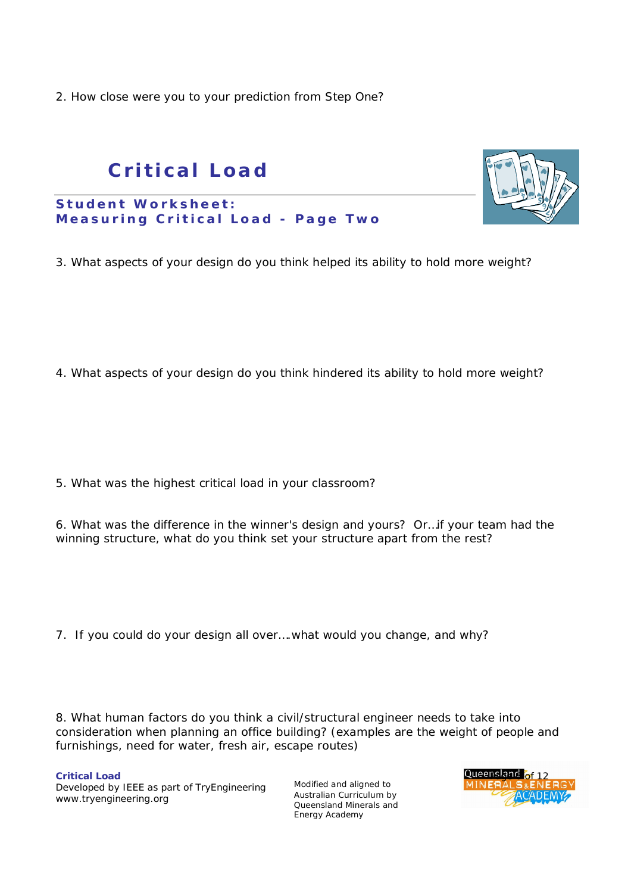2. How close were you to your prediction from Step One?

# Critical Load

## Student Worksheet: Measuring Critical Load - Page Two

3. What aspects of your design do you think helped its ability to hold more weight?

4. What aspects of your design do you think hindered its ability to hold more weight?

5. What was the highest critical load in your classroom?

6. What was the difference in the winner's design and yours? Or…if your team had the winning structure, what do you think set your structure apart from the rest?

7. If you could do your design all over….what would you change, and why?

8. What human factors do you think a civil/structural engineer needs to take into consideration when planning an office building? (examples are the weight of people and furnishings, need for water, fresh air, escape routes)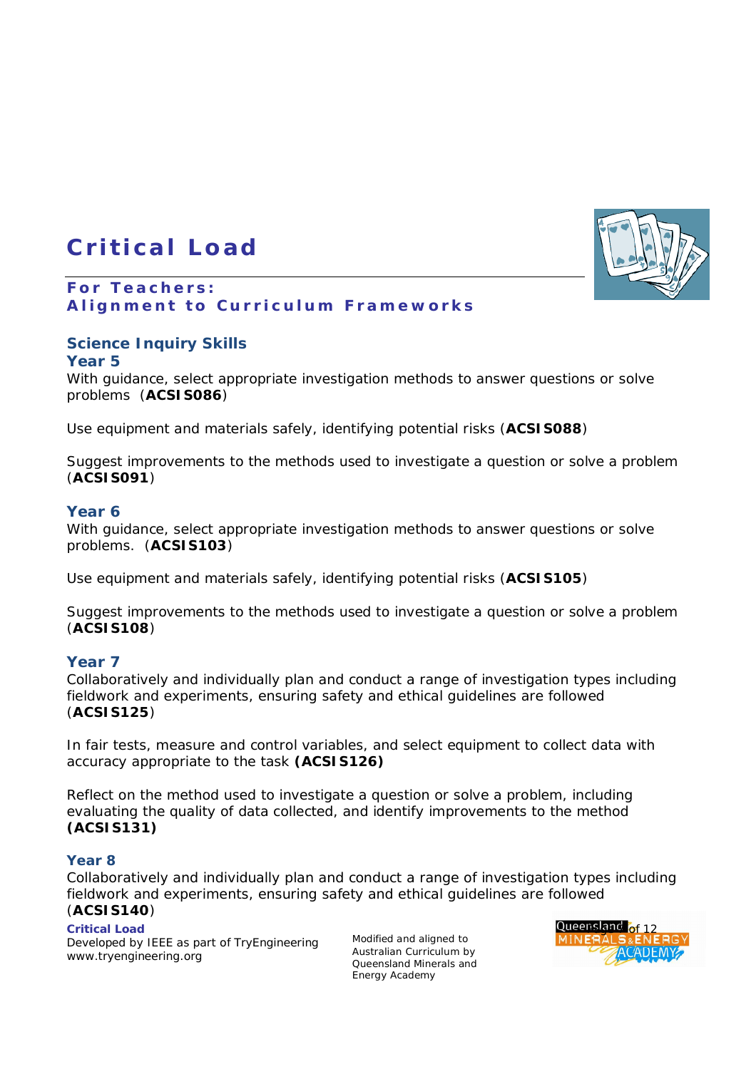# Critical Load

## For Teachers:
## Alignment to Curriculum Frameworks

### Science Inquiry Skills

**Year 5**

With guidance, select appropriate investigation methods to answer questions or solve problems (**ACSIS086**)

Use equipment and materials safely, identifying potential risks (**ACSIS088**)

Suggest improvements to the methods used to investigate a question or solve a problem (**ACSIS091**)

**Year 6**

With guidance, select appropriate investigation methods to answer questions or solve problems. (**ACSIS103**)

Use equipment and materials safely, identifying potential risks (**ACSIS105**)

Suggest improvements to the methods used to investigate a question or solve a problem (**ACSIS108**)

**Year 7**

Collaboratively and individually plan and conduct a range of investigation types including fieldwork and experiments, ensuring safety and ethical guidelines are followed (**ACSIS125**)

In fair tests, measure and control variables, and select equipment to collect data with accuracy appropriate to the task **(ACSIS126)**

Reflect on the method used to investigate a question or solve a problem, including evaluating the quality of data collected, and identify improvements to the method **(ACSIS131)**

**Year 8**

Collaboratively and individually plan and conduct a range of investigation types including fieldwork and experiments, ensuring safety and ethical guidelines are followed (**ACSIS140**)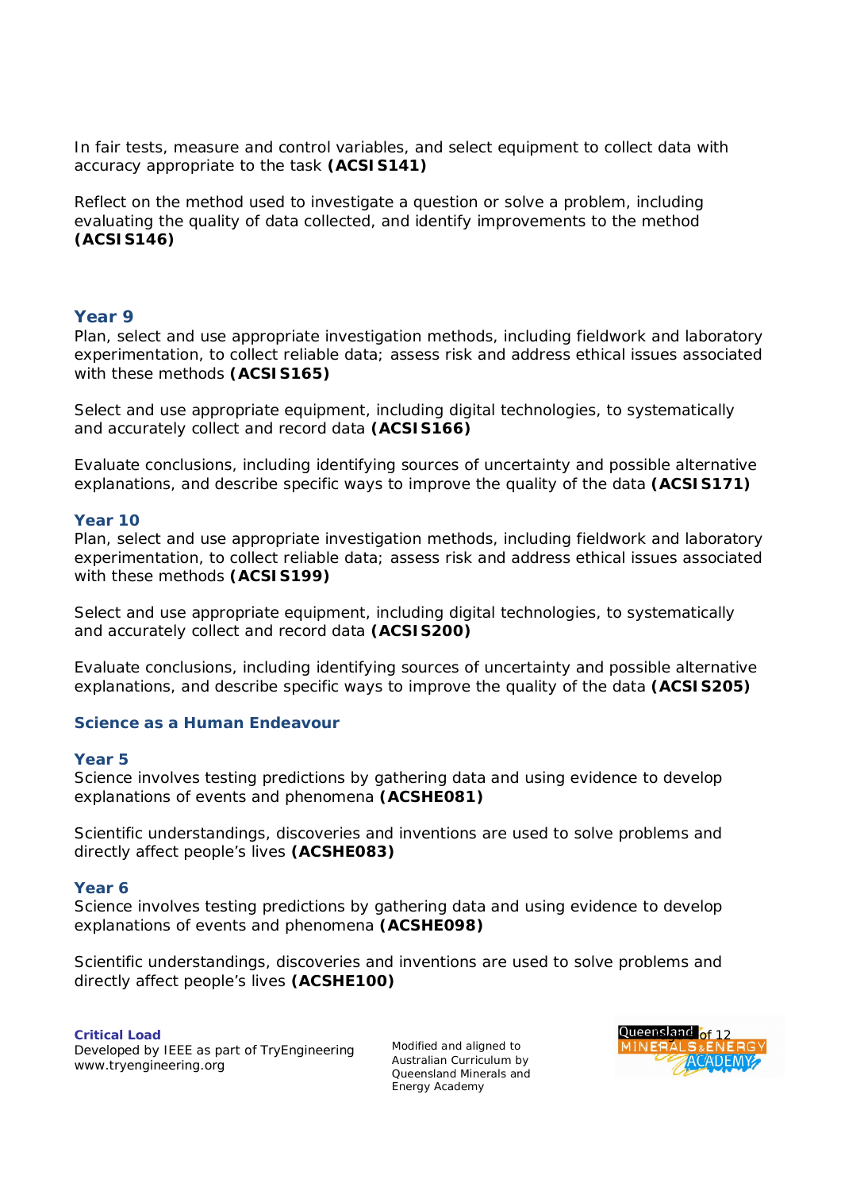In fair tests, measure and control variables, and select equipment to collect data with accuracy appropriate to the task **(ACSIS141)**

Reflect on the method used to investigate a question or solve a problem, including evaluating the quality of data collected, and identify improvements to the method **(ACSIS146)**

### Year 9

Plan, select and use appropriate investigation methods, including fieldwork and laboratory experimentation, to collect reliable data; assess risk and address ethical issues associated with these methods **(ACSIS165)**

Select and use appropriate equipment, including digital technologies, to systematically and accurately collect and record data **(ACSIS166)**

Evaluate conclusions, including identifying sources of uncertainty and possible alternative explanations, and describe specific ways to improve the quality of the data **(ACSIS171)**

### Year 10

Plan, select and use appropriate investigation methods, including fieldwork and laboratory experimentation, to collect reliable data; assess risk and address ethical issues associated with these methods **(ACSIS199)**

Select and use appropriate equipment, including digital technologies, to systematically and accurately collect and record data **(ACSIS200)**

Evaluate conclusions, including identifying sources of uncertainty and possible alternative explanations, and describe specific ways to improve the quality of the data **(ACSIS205)**

## Science as a Human Endeavour

### Year 5

Science involves testing predictions by gathering data and using evidence to develop explanations of events and phenomena **(ACSHE081)**

Scientific understandings, discoveries and inventions are used to solve problems and directly affect people's lives **(ACSHE083)**

### Year 6

Science involves testing predictions by gathering data and using evidence to develop explanations of events and phenomena **(ACSHE098)**

Scientific understandings, discoveries and inventions are used to solve problems and directly affect people's lives **(ACSHE100)**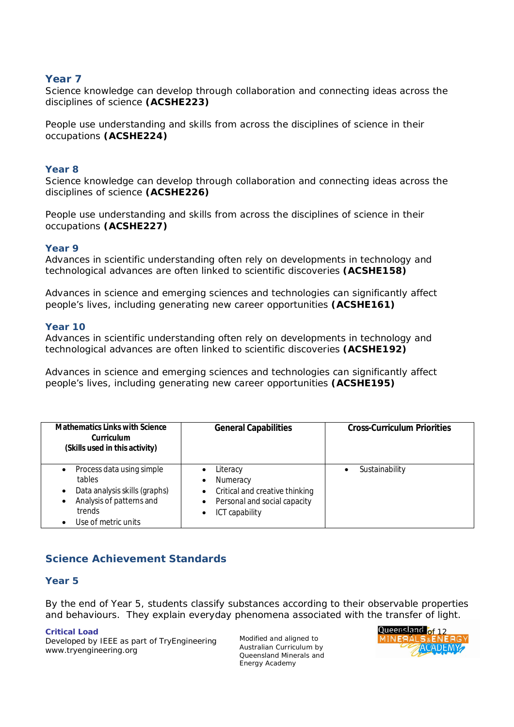### Year 7

Science knowledge can develop through collaboration and connecting ideas across the disciplines of science **(ACSHE223)**

People use understanding and skills from across the disciplines of science in their occupations **(ACSHE224)**

### Year 8

Science knowledge can develop through collaboration and connecting ideas across the disciplines of science **(ACSHE226)**

People use understanding and skills from across the disciplines of science in their occupations **(ACSHE227)**

### Year 9

Advances in scientific understanding often rely on developments in technology and technological advances are often linked to scientific discoveries **(ACSHE158)**

Advances in science and emerging sciences and technologies can significantly affect people's lives, including generating new career opportunities **(ACSHE161)**

### Year 10

Advances in scientific understanding often rely on developments in technology and technological advances are often linked to scientific discoveries **(ACSHE192)**

Advances in science and emerging sciences and technologies can significantly affect people's lives, including generating new career opportunities **(ACSHE195)**

| **Mathematics Links with Science Curriculum (Skills used in this activity)** | **General Capabilities** | **Cross-Curriculum Priorities** |
|---|---|---|
| • Process data using simple tables<br>• Data analysis skills (graphs)<br>• Analysis of patterns and trends<br>• Use of metric units | • Literacy<br>• Numeracy<br>• Critical and creative thinking<br>• Personal and social capacity<br>• ICT capability | • Sustainability |

## Science Achievement Standards

### Year 5

By the end of Year 5, students classify substances according to their observable properties and behaviours. They explain everyday phenomena associated with the transfer of light.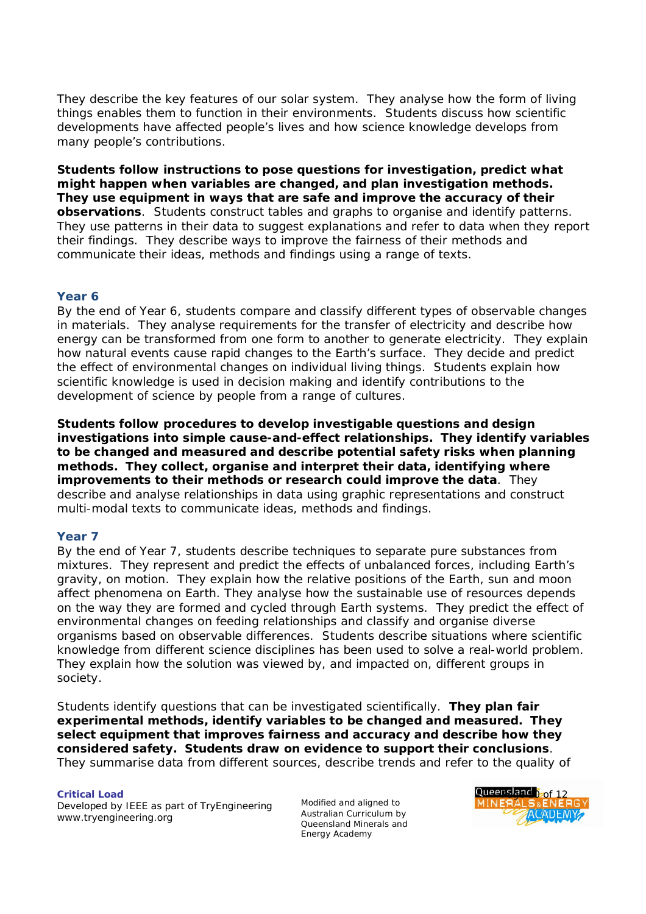They describe the key features of our solar system. They analyse how the form of living things enables them to function in their environments. Students discuss how scientific developments have affected people's lives and how science knowledge develops from many people's contributions.

**Students follow instructions to pose questions for investigation, predict what might happen when variables are changed, and plan investigation methods. They use equipment in ways that are safe and improve the accuracy of their observations**. Students construct tables and graphs to organise and identify patterns. They use patterns in their data to suggest explanations and refer to data when they report their findings. They describe ways to improve the fairness of their methods and communicate their ideas, methods and findings using a range of texts.

### Year 6

By the end of Year 6, students compare and classify different types of observable changes in materials. They analyse requirements for the transfer of electricity and describe how energy can be transformed from one form to another to generate electricity. They explain how natural events cause rapid changes to the Earth's surface. They decide and predict the effect of environmental changes on individual living things. Students explain how scientific knowledge is used in decision making and identify contributions to the development of science by people from a range of cultures.

**Students follow procedures to develop investigable questions and design investigations into simple cause-and-effect relationships. They identify variables to be changed and measured and describe potential safety risks when planning methods. They collect, organise and interpret their data, identifying where improvements to their methods or research could improve the data**. They describe and analyse relationships in data using graphic representations and construct multi-modal texts to communicate ideas, methods and findings.

### Year 7

By the end of Year 7, students describe techniques to separate pure substances from mixtures. They represent and predict the effects of unbalanced forces, including Earth's gravity, on motion. They explain how the relative positions of the Earth, sun and moon affect phenomena on Earth. They analyse how the sustainable use of resources depends on the way they are formed and cycled through Earth systems. They predict the effect of environmental changes on feeding relationships and classify and organise diverse organisms based on observable differences. Students describe situations where scientific knowledge from different science disciplines has been used to solve a real-world problem. They explain how the solution was viewed by, and impacted on, different groups in society.

Students identify questions that can be investigated scientifically. **They plan fair experimental methods, identify variables to be changed and measured. They select equipment that improves fairness and accuracy and describe how they considered safety. Students draw on evidence to support their conclusions**. They summarise data from different sources, describe trends and refer to the quality of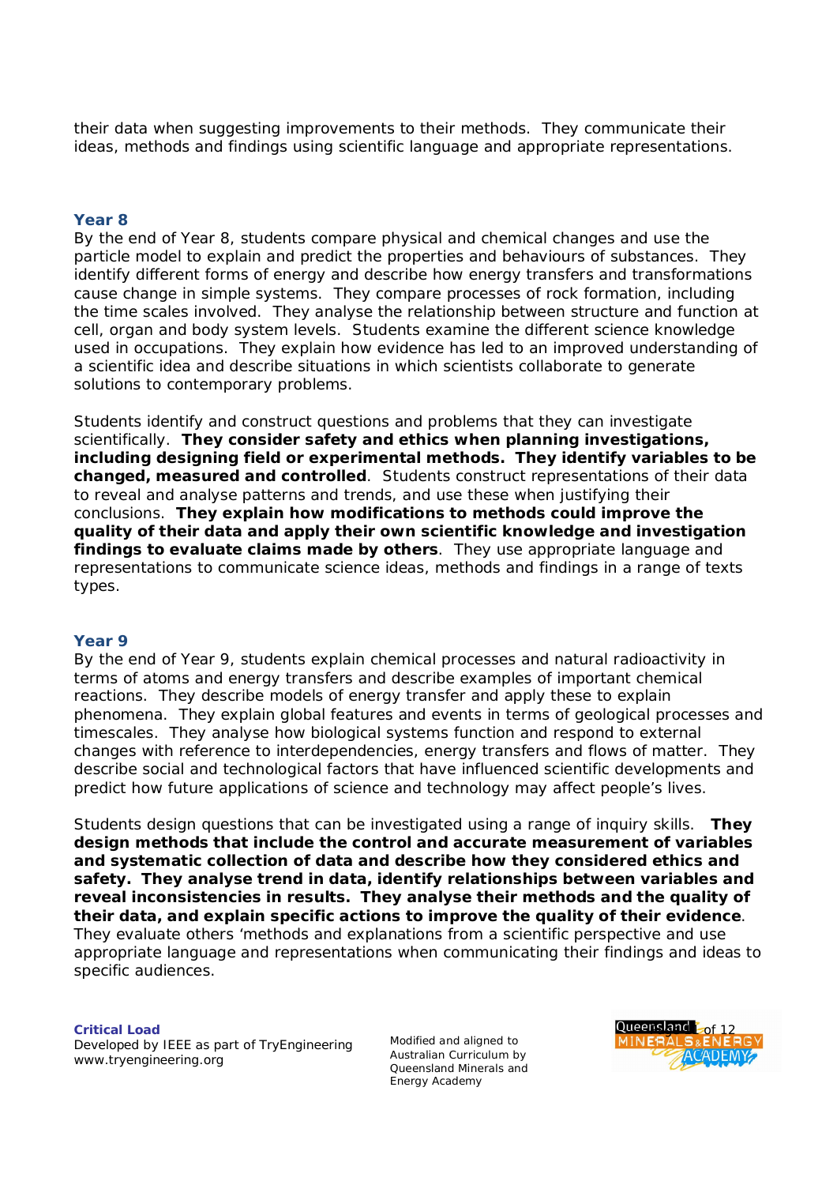their data when suggesting improvements to their methods. They communicate their ideas, methods and findings using scientific language and appropriate representations.

### Year 8

By the end of Year 8, students compare physical and chemical changes and use the particle model to explain and predict the properties and behaviours of substances. They identify different forms of energy and describe how energy transfers and transformations cause change in simple systems. They compare processes of rock formation, including the time scales involved. They analyse the relationship between structure and function at cell, organ and body system levels. Students examine the different science knowledge used in occupations. They explain how evidence has led to an improved understanding of a scientific idea and describe situations in which scientists collaborate to generate solutions to contemporary problems.

Students identify and construct questions and problems that they can investigate scientifically. **They consider safety and ethics when planning investigations, including designing field or experimental methods. They identify variables to be changed, measured and controlled**. Students construct representations of their data to reveal and analyse patterns and trends, and use these when justifying their conclusions. **They explain how modifications to methods could improve the quality of their data and apply their own scientific knowledge and investigation findings to evaluate claims made by others**. They use appropriate language and representations to communicate science ideas, methods and findings in a range of texts types.

### Year 9

By the end of Year 9, students explain chemical processes and natural radioactivity in terms of atoms and energy transfers and describe examples of important chemical reactions. They describe models of energy transfer and apply these to explain phenomena. They explain global features and events in terms of geological processes and timescales. They analyse how biological systems function and respond to external changes with reference to interdependencies, energy transfers and flows of matter. They describe social and technological factors that have influenced scientific developments and predict how future applications of science and technology may affect people's lives.

Students design questions that can be investigated using a range of inquiry skills. **They design methods that include the control and accurate measurement of variables and systematic collection of data and describe how they considered ethics and safety. They analyse trend in data, identify relationships between variables and reveal inconsistencies in results. They analyse their methods and the quality of their data, and explain specific actions to improve the quality of their evidence**. They evaluate others 'methods and explanations from a scientific perspective and use appropriate language and representations when communicating their findings and ideas to specific audiences.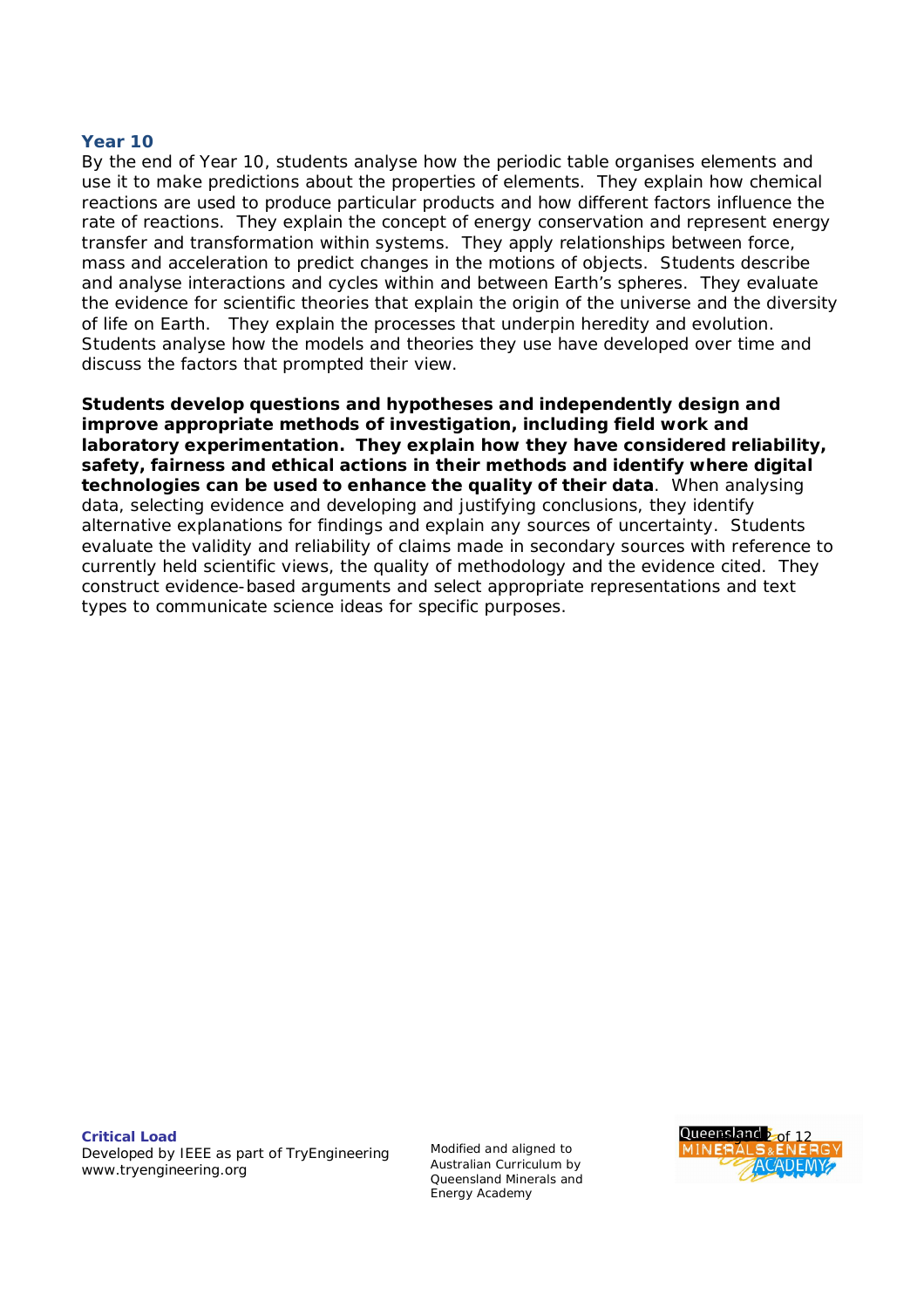### Year 10

By the end of Year 10, students analyse how the periodic table organises elements and use it to make predictions about the properties of elements. They explain how chemical reactions are used to produce particular products and how different factors influence the rate of reactions. They explain the concept of energy conservation and represent energy transfer and transformation within systems. They apply relationships between force, mass and acceleration to predict changes in the motions of objects. Students describe and analyse interactions and cycles within and between Earth's spheres. They evaluate the evidence for scientific theories that explain the origin of the universe and the diversity of life on Earth. They explain the processes that underpin heredity and evolution. Students analyse how the models and theories they use have developed over time and discuss the factors that prompted their view.

**Students develop questions and hypotheses and independently design and improve appropriate methods of investigation, including field work and laboratory experimentation. They explain how they have considered reliability, safety, fairness and ethical actions in their methods and identify where digital technologies can be used to enhance the quality of their data**. When analysing data, selecting evidence and developing and justifying conclusions, they identify alternative explanations for findings and explain any sources of uncertainty. Students evaluate the validity and reliability of claims made in secondary sources with reference to currently held scientific views, the quality of methodology and the evidence cited. They construct evidence-based arguments and select appropriate representations and text types to communicate science ideas for specific purposes.